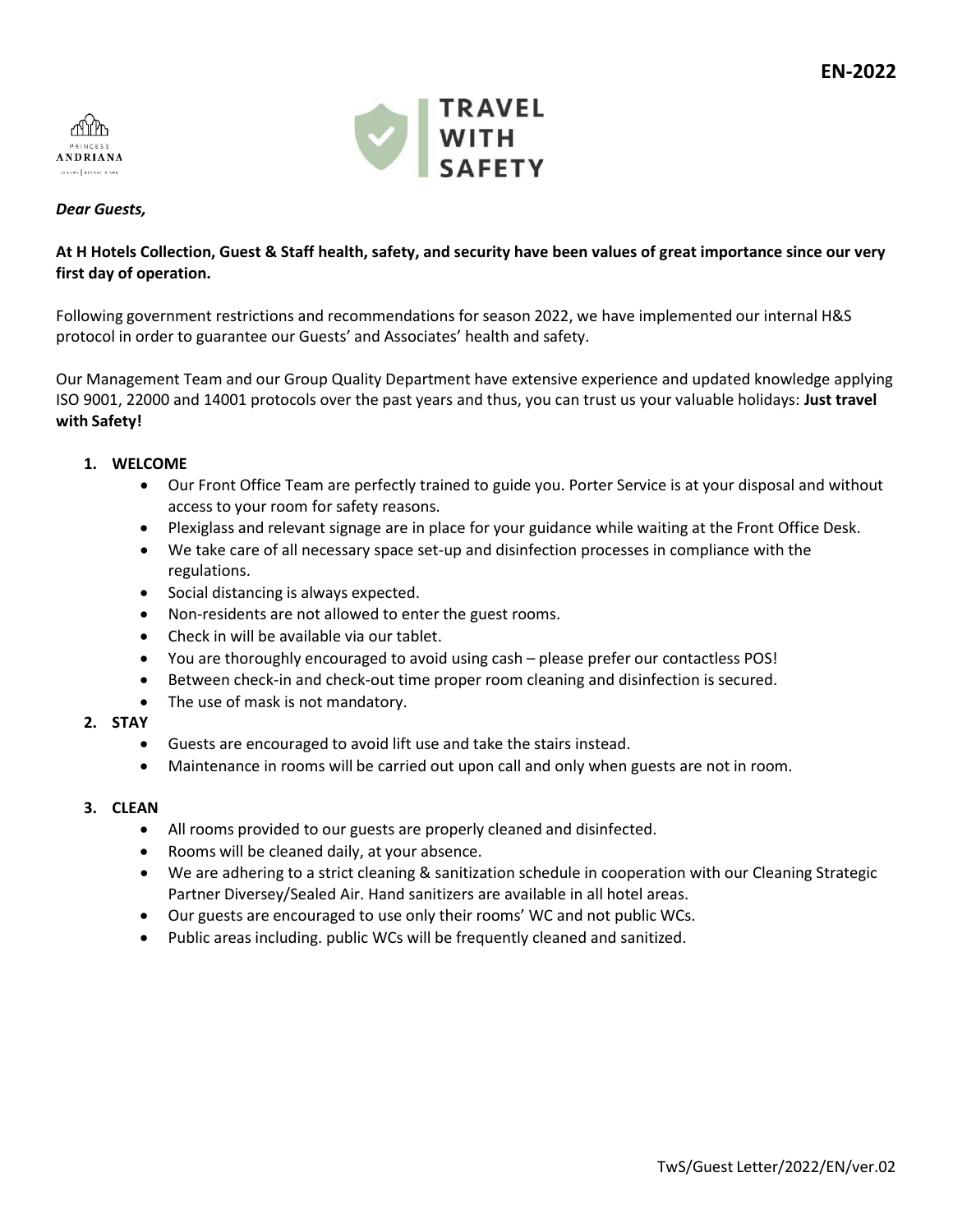EN-2022

PRINCESS ANDRIANA LUXURY | RESORT & SPA

TRAVEL WITH SAFETY

***Dear Guests,***

**At H Hotels Collection, Guest & Staff health, safety, and security have been values of great importance since our very first day of operation.**

Following government restrictions and recommendations for season 2022, we have implemented our internal H&S protocol in order to guarantee our Guests' and Associates' health and safety.

Our Management Team and our Group Quality Department have extensive experience and updated knowledge applying ISO 9001, 22000 and 14001 protocols over the past years and thus, you can trust us your valuable holidays: **Just travel with Safety!**

1. **WELCOME**
   - Our Front Office Team are perfectly trained to guide you. Porter Service is at your disposal and without access to your room for safety reasons.
   - Plexiglass and relevant signage are in place for your guidance while waiting at the Front Office Desk.
   - We take care of all necessary space set-up and disinfection processes in compliance with the regulations.
   - Social distancing is always expected.
   - Non-residents are not allowed to enter the guest rooms.
   - Check in will be available via our tablet.
   - You are thoroughly encouraged to avoid using cash – please prefer our contactless POS!
   - Between check-in and check-out time proper room cleaning and disinfection is secured.
   - The use of mask is not mandatory.
2. **STAY**
   - Guests are encouraged to avoid lift use and take the stairs instead.
   - Maintenance in rooms will be carried out upon call and only when guests are not in room.
3. **CLEAN**
   - All rooms provided to our guests are properly cleaned and disinfected.
   - Rooms will be cleaned daily, at your absence.
   - We are adhering to a strict cleaning & sanitization schedule in cooperation with our Cleaning Strategic Partner Diversey/Sealed Air. Hand sanitizers are available in all hotel areas.
   - Our guests are encouraged to use only their rooms' WC and not public WCs.
   - Public areas including. public WCs will be frequently cleaned and sanitized.

TwS/Guest Letter/2022/EN/ver.02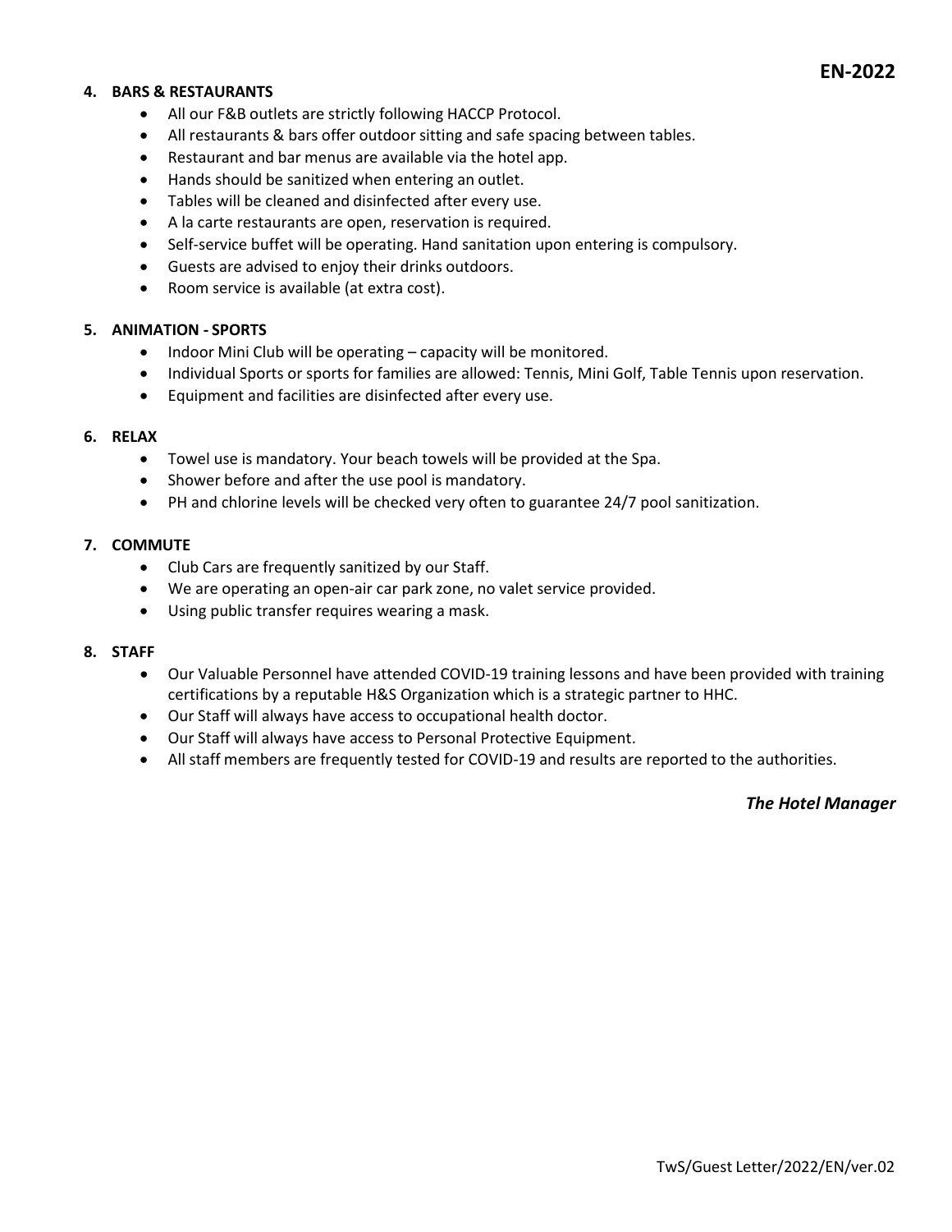**4. BARS & RESTAURANTS**

- All our F&B outlets are strictly following HACCP Protocol.
- All restaurants & bars offer outdoor sitting and safe spacing between tables.
- Restaurant and bar menus are available via the hotel app.
- Hands should be sanitized when entering an outlet.
- Tables will be cleaned and disinfected after every use.
- A la carte restaurants are open, reservation is required.
- Self-service buffet will be operating. Hand sanitation upon entering is compulsory.
- Guests are advised to enjoy their drinks outdoors.
- Room service is available (at extra cost).

**5. ANIMATION - SPORTS**

- Indoor Mini Club will be operating – capacity will be monitored.
- Individual Sports or sports for families are allowed: Tennis, Mini Golf, Table Tennis upon reservation.
- Equipment and facilities are disinfected after every use.

**6. RELAX**

- Towel use is mandatory. Your beach towels will be provided at the Spa.
- Shower before and after the use pool is mandatory.
- PH and chlorine levels will be checked very often to guarantee 24/7 pool sanitization.

**7. COMMUTE**

- Club Cars are frequently sanitized by our Staff.
- We are operating an open-air car park zone, no valet service provided.
- Using public transfer requires wearing a mask.

**8. STAFF**

- Our Valuable Personnel have attended COVID-19 training lessons and have been provided with training certifications by a reputable H&S Organization which is a strategic partner to HHC.
- Our Staff will always have access to occupational health doctor.
- Our Staff will always have access to Personal Protective Equipment.
- All staff members are frequently tested for COVID-19 and results are reported to the authorities.

***The Hotel Manager***